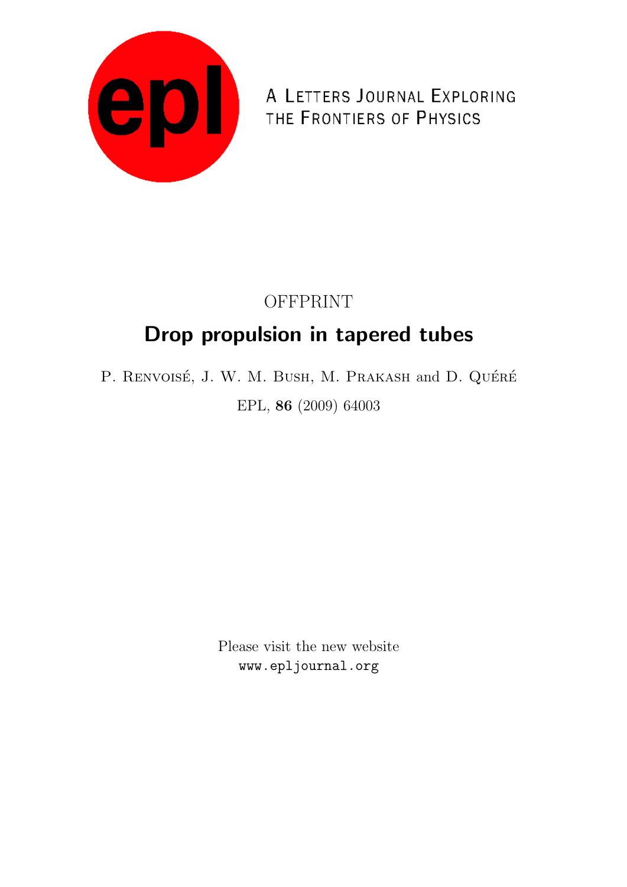epl

A LETTERS JOURNAL EXPLORING THE FRONTIERS OF PHYSICS

OFFPRINT

# Drop propulsion in tapered tubes

P. RENVOISÉ, J. W. M. BUSH, M. PRAKASH and D. QUÉRÉ

EPL, **86** (2009) 64003

Please visit the new website
www.epljournal.org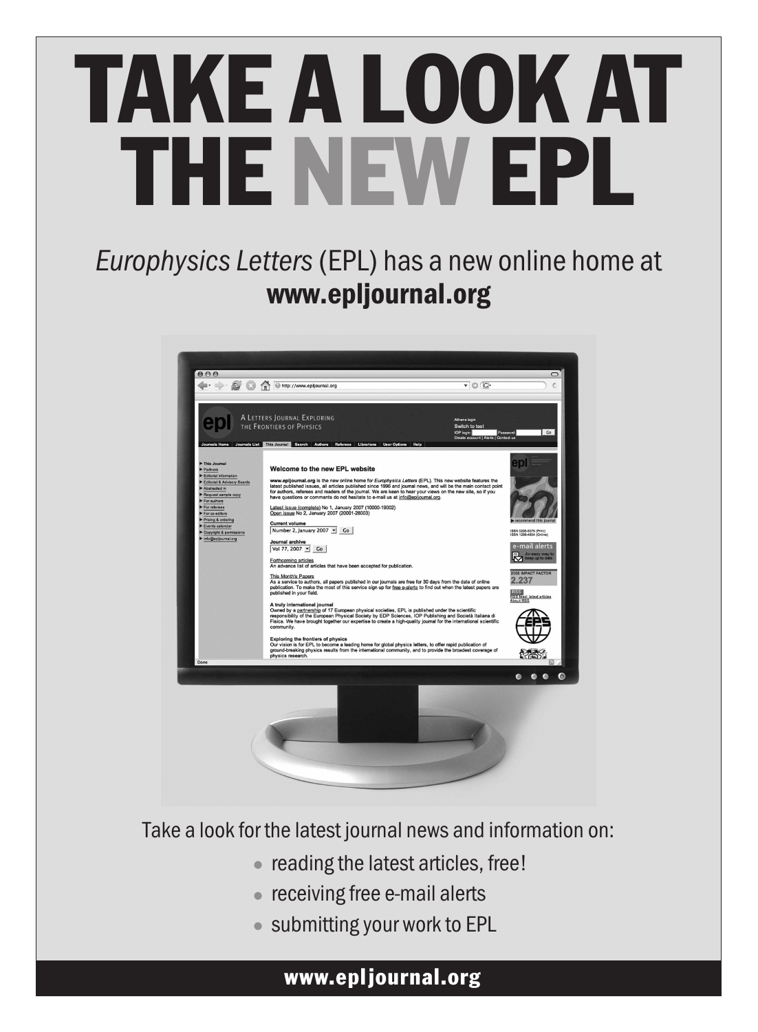# TAKE A LOOK AT THE NEW EPL

*Europhysics Letters* (EPL) has a new online home at
**www.epljournal.org**

Take a look for the latest journal news and information on:

- reading the latest articles, free!
- receiving free e-mail alerts
- submitting your work to EPL

**www.epljournal.org**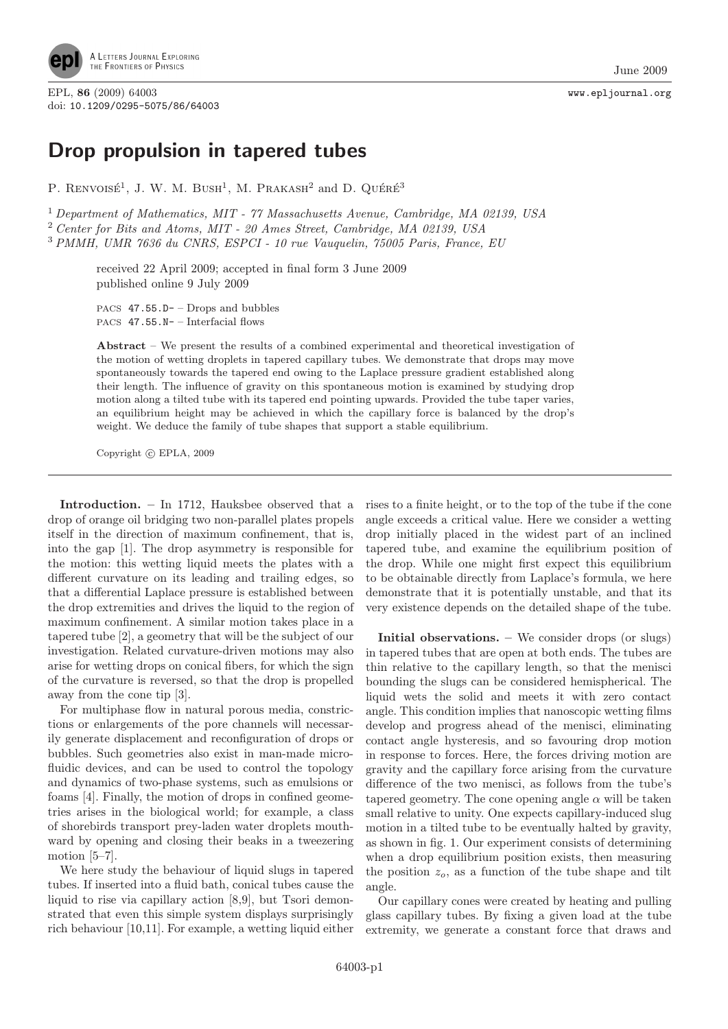# Drop propulsion in tapered tubes

P. Renvoisé[1], J. W. M. Bush[1], M. Prakash[2] and D. Quéré[3]

[1] *Department of Mathematics, MIT - 77 Massachusetts Avenue, Cambridge, MA 02139, USA*
[2] *Center for Bits and Atoms, MIT - 20 Ames Street, Cambridge, MA 02139, USA*
[3] *PMMH, UMR 7636 du CNRS, ESPCI - 10 rue Vauquelin, 75005 Paris, France, EU*

received 22 April 2009; accepted in final form 3 June 2009
published online 9 July 2009

PACS 47.55.D- – Drops and bubbles
PACS 47.55.N- – Interfacial flows

**Abstract** – We present the results of a combined experimental and theoretical investigation of the motion of wetting droplets in tapered capillary tubes. We demonstrate that drops may move spontaneously towards the tapered end owing to the Laplace pressure gradient established along their length. The influence of gravity on this spontaneous motion is examined by studying drop motion along a tilted tube with its tapered end pointing upwards. Provided the tube taper varies, an equilibrium height may be achieved in which the capillary force is balanced by the drop's weight. We deduce the family of tube shapes that support a stable equilibrium.

Copyright © EPLA, 2009

**Introduction.** – In 1712, Hauksbee observed that a drop of orange oil bridging two non-parallel plates propels itself in the direction of maximum confinement, that is, into the gap [1]. The drop asymmetry is responsible for the motion: this wetting liquid meets the plates with a different curvature on its leading and trailing edges, so that a differential Laplace pressure is established between the drop extremities and drives the liquid to the region of maximum confinement. A similar motion takes place in a tapered tube [2], a geometry that will be the subject of our investigation. Related curvature-driven motions may also arise for wetting drops on conical fibers, for which the sign of the curvature is reversed, so that the drop is propelled away from the cone tip [3].

For multiphase flow in natural porous media, constrictions or enlargements of the pore channels will necessarily generate displacement and reconfiguration of drops or bubbles. Such geometries also exist in man-made microfluidic devices, and can be used to control the topology and dynamics of two-phase systems, such as emulsions or foams [4]. Finally, the motion of drops in confined geometries arises in the biological world; for example, a class of shorebirds transport prey-laden water droplets mouthward by opening and closing their beaks in a tweezering motion [5–7].

We here study the behaviour of liquid slugs in tapered tubes. If inserted into a fluid bath, conical tubes cause the liquid to rise via capillary action [8,9], but Tsori demonstrated that even this simple system displays surprisingly rich behaviour [10,11]. For example, a wetting liquid either rises to a finite height, or to the top of the tube if the cone angle exceeds a critical value. Here we consider a wetting drop initially placed in the widest part of an inclined tapered tube, and examine the equilibrium position of the drop. While one might first expect this equilibrium to be obtainable directly from Laplace's formula, we here demonstrate that it is potentially unstable, and that its very existence depends on the detailed shape of the tube.

**Initial observations.** – We consider drops (or slugs) in tapered tubes that are open at both ends. The tubes are thin relative to the capillary length, so that the menisci bounding the slugs can be considered hemispherical. The liquid wets the solid and meets it with zero contact angle. This condition implies that nanoscopic wetting films develop and progress ahead of the menisci, eliminating contact angle hysteresis, and so favouring drop motion in response to forces. Here, the forces driving motion are gravity and the capillary force arising from the curvature difference of the two menisci, as follows from the tube's tapered geometry. The cone opening angle $\alpha$ will be taken small relative to unity. One expects capillary-induced slug motion in a tilted tube to be eventually halted by gravity, as shown in fig. 1. Our experiment consists of determining when a drop equilibrium position exists, then measuring the position $z_o$, as a function of the tube shape and tilt angle.

Our capillary cones were created by heating and pulling glass capillary tubes. By fixing a given load at the tube extremity, we generate a constant force that draws and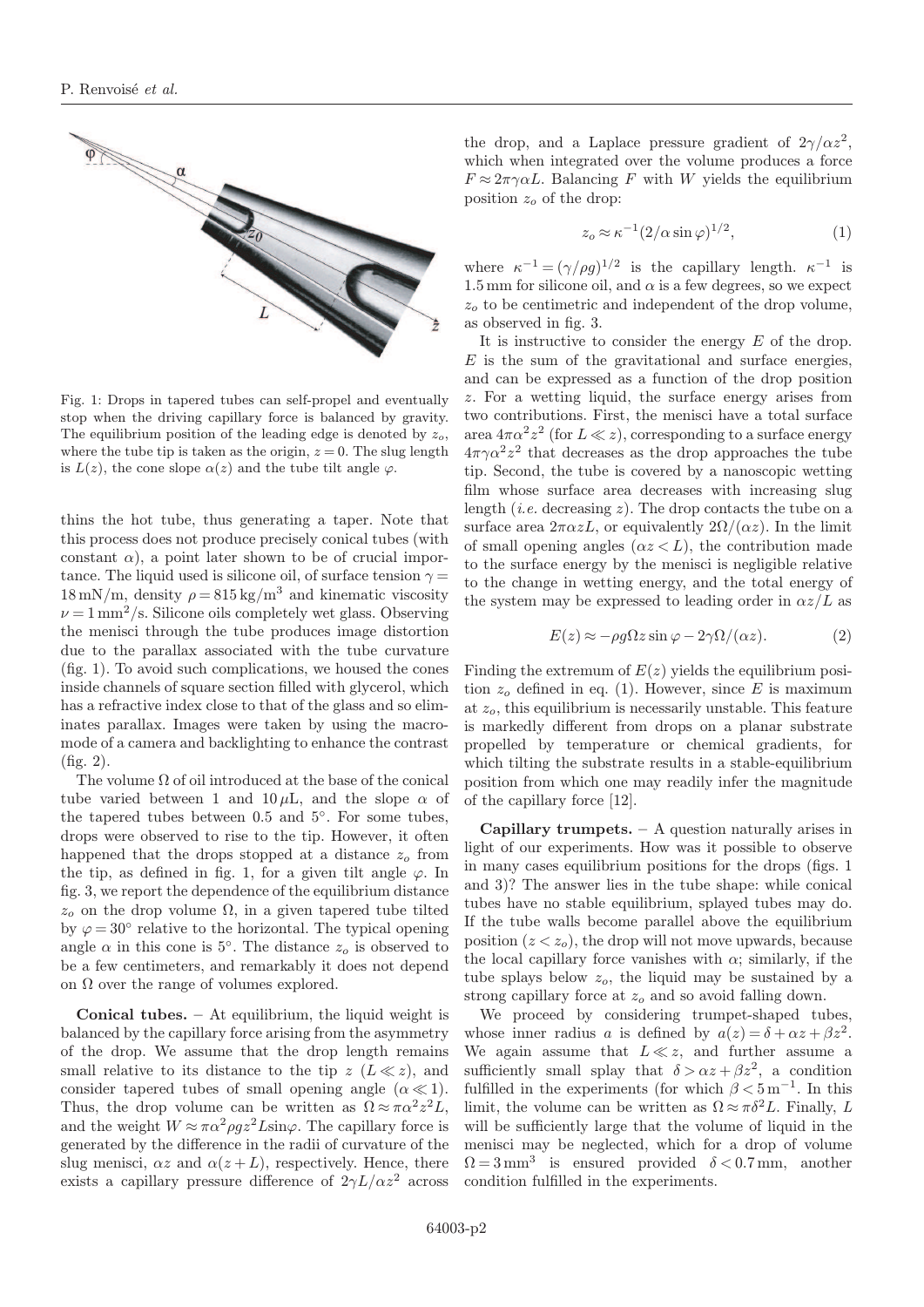Fig. 1: Drops in tapered tubes can self-propel and eventually stop when the driving capillary force is balanced by gravity. The equilibrium position of the leading edge is denoted by $z_o$, where the tube tip is taken as the origin, $z = 0$. The slug length is $L(z)$, the cone slope $\alpha(z)$ and the tube tilt angle $\varphi$.

thins the hot tube, thus generating a taper. Note that this process does not produce precisely conical tubes (with constant $\alpha$), a point later shown to be of crucial importance. The liquid used is silicone oil, of surface tension $\gamma = 18\,\text{mN/m}$, density $\rho = 815\,\text{kg/m}^3$ and kinematic viscosity $\nu = 1\,\text{mm}^2/\text{s}$. Silicone oils completely wet glass. Observing the menisci through the tube produces image distortion due to the parallax associated with the tube curvature (fig. 1). To avoid such complications, we housed the cones inside channels of square section filled with glycerol, which has a refractive index close to that of the glass and so eliminates parallax. Images were taken by using the macro-mode of a camera and backlighting to enhance the contrast (fig. 2).

The volume $\Omega$ of oil introduced at the base of the conical tube varied between 1 and $10\,\mu\text{L}$, and the slope $\alpha$ of the tapered tubes between 0.5 and 5°. For some tubes, drops were observed to rise to the tip. However, it often happened that the drops stopped at a distance $z_o$ from the tip, as defined in fig. 1, for a given tilt angle $\varphi$. In fig. 3, we report the dependence of the equilibrium distance $z_o$ on the drop volume $\Omega$, in a given tapered tube tilted by $\varphi = 30°$ relative to the horizontal. The typical opening angle $\alpha$ in this cone is 5°. The distance $z_o$ is observed to be a few centimeters, and remarkably it does not depend on $\Omega$ over the range of volumes explored.

**Conical tubes.** – At equilibrium, the liquid weight is balanced by the capillary force arising from the asymmetry of the drop. We assume that the drop length remains small relative to its distance to the tip $z$ ($L \ll z$), and consider tapered tubes of small opening angle ($\alpha \ll 1$). Thus, the drop volume can be written as $\Omega \approx \pi\alpha^2 z^2 L$, and the weight $W \approx \pi\alpha^2 \rho g z^2 L \sin\varphi$. The capillary force is generated by the difference in the radii of curvature of the slug menisci, $\alpha z$ and $\alpha(z + L)$, respectively. Hence, there exists a capillary pressure difference of $2\gamma L/\alpha z^2$ across the drop, and a Laplace pressure gradient of $2\gamma/\alpha z^2$, which when integrated over the volume produces a force $F \approx 2\pi\gamma\alpha L$. Balancing $F$ with $W$ yields the equilibrium position $z_o$ of the drop:

$$z_o \approx \kappa^{-1}(2/\alpha \sin\varphi)^{1/2}, \tag{1}$$

where $\kappa^{-1} = (\gamma/\rho g)^{1/2}$ is the capillary length. $\kappa^{-1}$ is 1.5 mm for silicone oil, and $\alpha$ is a few degrees, so we expect $z_o$ to be centimetric and independent of the drop volume, as observed in fig. 3.

It is instructive to consider the energy $E$ of the drop. $E$ is the sum of the gravitational and surface energies, and can be expressed as a function of the drop position $z$. For a wetting liquid, the surface energy arises from two contributions. First, the menisci have a total surface area $4\pi\alpha^2 z^2$ (for $L \ll z$), corresponding to a surface energy $4\pi\gamma\alpha^2 z^2$ that decreases as the drop approaches the tube tip. Second, the tube is covered by a nanoscopic wetting film whose surface area decreases with increasing slug length (*i.e.* decreasing $z$). The drop contacts the tube on a surface area $2\pi\alpha z L$, or equivalently $2\Omega/(\alpha z)$. In the limit of small opening angles ($\alpha z < L$), the contribution made to the surface energy by the menisci is negligible relative to the change in wetting energy, and the total energy of the system may be expressed to leading order in $\alpha z/L$ as

$$E(z) \approx -\rho g \Omega z \sin\varphi - 2\gamma\Omega/(\alpha z). \tag{2}$$

Finding the extremum of $E(z)$ yields the equilibrium position $z_o$ defined in eq. (1). However, since $E$ is maximum at $z_o$, this equilibrium is necessarily unstable. This feature is markedly different from drops on a planar substrate propelled by temperature or chemical gradients, for which tilting the substrate results in a stable-equilibrium position from which one may readily infer the magnitude of the capillary force [12].

**Capillary trumpets.** – A question naturally arises in light of our experiments. How was it possible to observe in many cases equilibrium positions for the drops (figs. 1 and 3)? The answer lies in the tube shape: while conical tubes have no stable equilibrium, splayed tubes may do. If the tube walls become parallel above the equilibrium position ($z < z_o$), the drop will not move upwards, because the local capillary force vanishes with $\alpha$; similarly, if the tube splays below $z_o$, the liquid may be sustained by a strong capillary force at $z_o$ and so avoid falling down.

We proceed by considering trumpet-shaped tubes, whose inner radius $a$ is defined by $a(z) = \delta + \alpha z + \beta z^2$. We again assume that $L \ll z$, and further assume a sufficiently small splay that $\delta > \alpha z + \beta z^2$, a condition fulfilled in the experiments (for which $\beta < 5\,\text{m}^{-1}$. In this limit, the volume can be written as $\Omega \approx \pi\delta^2 L$. Finally, $L$ will be sufficiently large that the volume of liquid in the menisci may be neglected, which for a drop of volume $\Omega = 3\,\text{mm}^3$ is ensured provided $\delta < 0.7\,\text{mm}$, another condition fulfilled in the experiments.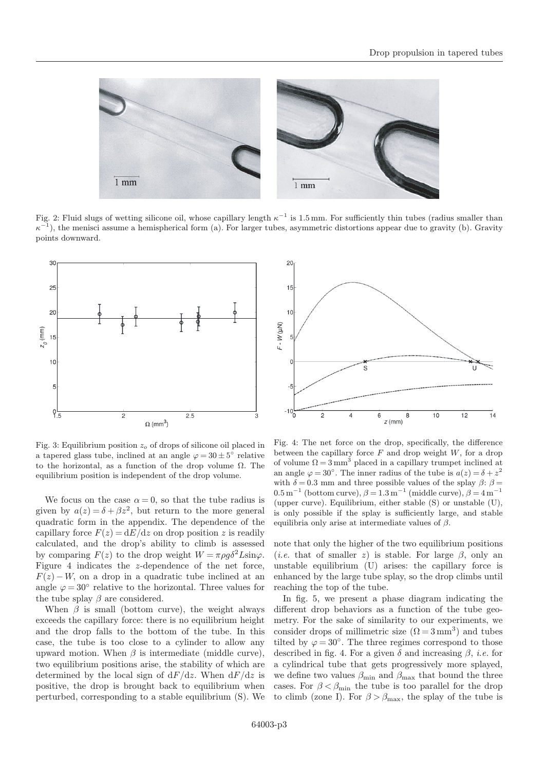Fig. 2: Fluid slugs of wetting silicone oil, whose capillary length $\kappa^{-1}$ is 1.5 mm. For sufficiently thin tubes (radius smaller than $\kappa^{-1}$), the menisci assume a hemispherical form (a). For larger tubes, asymmetric distortions appear due to gravity (b). Gravity points downward.

Fig. 3: Equilibrium position $z_o$ of drops of silicone oil placed in a tapered glass tube, inclined at an angle $\varphi = 30 \pm 5^\circ$ relative to the horizontal, as a function of the drop volume $\Omega$. The equilibrium position is independent of the drop volume.

Fig. 4: The net force on the drop, specifically, the difference between the capillary force $F$ and drop weight $W$, for a drop of volume $\Omega = 3\,\mathrm{mm}^3$ placed in a capillary trumpet inclined at an angle $\varphi = 30^\circ$. The inner radius of the tube is $a(z) = \delta + z^2$ with $\delta = 0.3$ mm and three possible values of the splay $\beta$: $\beta = 0.5\,\mathrm{m}^{-1}$ (bottom curve), $\beta = 1.3\,\mathrm{m}^{-1}$ (middle curve), $\beta = 4\,\mathrm{m}^{-1}$ (upper curve). Equilibrium, either stable (S) or unstable (U), is only possible if the splay is sufficiently large, and stable equilibria only arise at intermediate values of $\beta$.

We focus on the case $\alpha = 0$, so that the tube radius is given by $a(z) = \delta + \beta z^2$, but return to the more general quadratic form in the appendix. The dependence of the capillary force $F(z) = \mathrm{d}E/\mathrm{d}z$ on drop position $z$ is readily calculated, and the drop's ability to climb is assessed by comparing $F(z)$ to the drop weight $W = \pi\rho g \delta^2 L \sin\varphi$. Figure 4 indicates the $z$-dependence of the net force, $F(z) - W$, on a drop in a quadratic tube inclined at an angle $\varphi = 30^\circ$ relative to the horizontal. Three values for the tube splay $\beta$ are considered.

When $\beta$ is small (bottom curve), the weight always exceeds the capillary force: there is no equilibrium height and the drop falls to the bottom of the tube. In this case, the tube is too close to a cylinder to allow any upward motion. When $\beta$ is intermediate (middle curve), two equilibrium positions arise, the stability of which are determined by the local sign of $\mathrm{d}F/\mathrm{d}z$. When $\mathrm{d}F/\mathrm{d}z$ is positive, the drop is brought back to equilibrium when perturbed, corresponding to a stable equilibrium (S). We note that only the higher of the two equilibrium positions (*i.e.* that of smaller $z$) is stable. For large $\beta$, only an unstable equilibrium (U) arises: the capillary force is enhanced by the large tube splay, so the drop climbs until reaching the top of the tube.

In fig. 5, we present a phase diagram indicating the different drop behaviors as a function of the tube geometry. For the sake of similarity to our experiments, we consider drops of millimetric size ($\Omega = 3\,\mathrm{mm}^3$) and tubes tilted by $\varphi = 30^\circ$. The three regimes correspond to those described in fig. 4. For a given $\delta$ and increasing $\beta$, *i.e.* for a cylindrical tube that gets progressively more splayed, we define two values $\beta_{\min}$ and $\beta_{\max}$ that bound the three cases. For $\beta < \beta_{\min}$ the tube is too parallel for the drop to climb (zone I). For $\beta > \beta_{\max}$, the splay of the tube is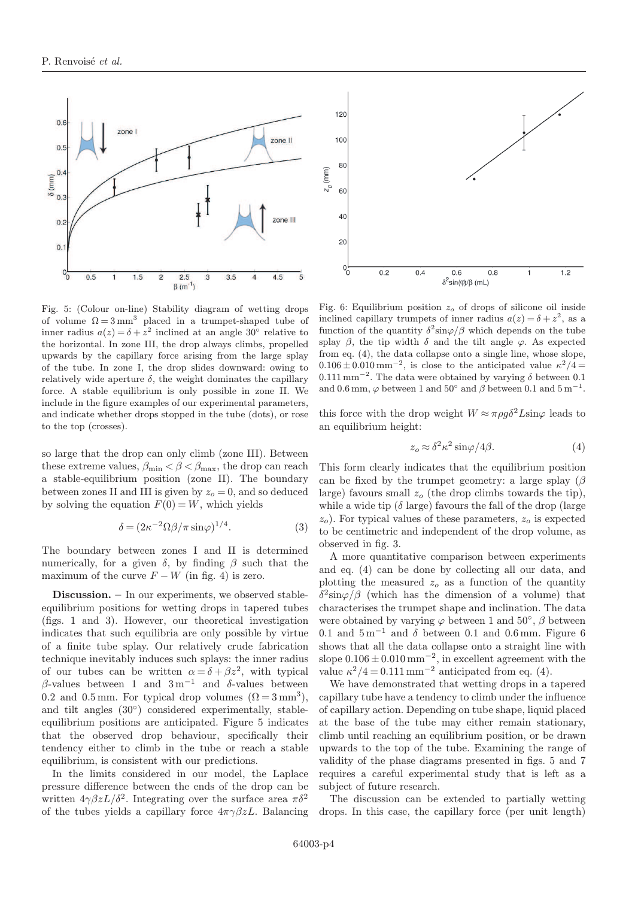Fig. 5: (Colour on-line) Stability diagram of wetting drops of volume $\Omega = 3\,\mathrm{mm}^3$ placed in a trumpet-shaped tube of inner radius $a(z) = \delta + z^2$ inclined at an angle 30° relative to the horizontal. In zone III, the drop always climbs, propelled upwards by the capillary force arising from the large splay of the tube. In zone I, the drop slides downward: owing to relatively wide aperture $\delta$, the weight dominates the capillary force. A stable equilibrium is only possible in zone II. We include in the figure examples of our experimental parameters, and indicate whether drops stopped in the tube (dots), or rose to the top (crosses).

Fig. 6: Equilibrium position $z_o$ of drops of silicone oil inside inclined capillary trumpets of inner radius $a(z) = \delta + z^2$, as a function of the quantity $\delta^2 \sin\varphi/\beta$ which depends on the tube splay $\beta$, the tip width $\delta$ and the tilt angle $\varphi$. As expected from eq. (4), the data collapse onto a single line, whose slope, $0.106 \pm 0.010\,\mathrm{mm}^{-2}$, is close to the anticipated value $\kappa^2/4 = 0.111\,\mathrm{mm}^{-2}$. The data were obtained by varying $\delta$ between 0.1 and 0.6 mm, $\varphi$ between 1 and 50° and $\beta$ between 0.1 and $5\,\mathrm{m}^{-1}$.

so large that the drop can only climb (zone III). Between these extreme values, $\beta_{\min} < \beta < \beta_{\max}$, the drop can reach a stable-equilibrium position (zone II). The boundary between zones II and III is given by $z_o = 0$, and so deduced by solving the equation $F(0) = W$, which yields

$$\delta = (2\kappa^{-2}\Omega\beta/\pi \sin\varphi)^{1/4}. \tag{3}$$

The boundary between zones I and II is determined numerically, for a given $\delta$, by finding $\beta$ such that the maximum of the curve $F - W$ (in fig. 4) is zero.

**Discussion.** – In our experiments, we observed stable-equilibrium positions for wetting drops in tapered tubes (figs. 1 and 3). However, our theoretical investigation indicates that such equilibria are only possible by virtue of a finite tube splay. Our relatively crude fabrication technique inevitably induces such splays: the inner radius of our tubes can be written $\alpha = \delta + \beta z^2$, with typical $\beta$-values between 1 and $3\,\mathrm{m}^{-1}$ and $\delta$-values between 0.2 and 0.5 mm. For typical drop volumes ($\Omega = 3\,\mathrm{mm}^3$), and tilt angles (30°) considered experimentally, stable-equilibrium positions are anticipated. Figure 5 indicates that the observed drop behaviour, specifically their tendency either to climb in the tube or reach a stable equilibrium, is consistent with our predictions.

In the limits considered in our model, the Laplace pressure difference between the ends of the drop can be written $4\gamma\beta z L/\delta^2$. Integrating over the surface area $\pi\delta^2$ of the tubes yields a capillary force $4\pi\gamma\beta z L$. Balancing this force with the drop weight $W \approx \pi\rho g \delta^2 L \sin\varphi$ leads to an equilibrium height:

$$z_o \approx \delta^2\kappa^2 \sin\varphi/4\beta. \tag{4}$$

This form clearly indicates that the equilibrium position can be fixed by the trumpet geometry: a large splay ($\beta$ large) favours small $z_o$ (the drop climbs towards the tip), while a wide tip ($\delta$ large) favours the fall of the drop (large $z_o$). For typical values of these parameters, $z_o$ is expected to be centimetric and independent of the drop volume, as observed in fig. 3.

A more quantitative comparison between experiments and eq. (4) can be done by collecting all our data, and plotting the measured $z_o$ as a function of the quantity $\delta^2 \sin\varphi/\beta$ (which has the dimension of a volume) that characterises the trumpet shape and inclination. The data were obtained by varying $\varphi$ between 1 and 50°, $\beta$ between 0.1 and $5\,\mathrm{m}^{-1}$ and $\delta$ between 0.1 and 0.6 mm. Figure 6 shows that all the data collapse onto a straight line with slope $0.106 \pm 0.010\,\mathrm{mm}^{-2}$, in excellent agreement with the value $\kappa^2/4 = 0.111\,\mathrm{mm}^{-2}$ anticipated from eq. (4).

We have demonstrated that wetting drops in a tapered capillary tube have a tendency to climb under the influence of capillary action. Depending on tube shape, liquid placed at the base of the tube may either remain stationary, climb until reaching an equilibrium position, or be drawn upwards to the top of the tube. Examining the range of validity of the phase diagrams presented in figs. 5 and 7 requires a careful experimental study that is left as a subject of future research.

The discussion can be extended to partially wetting drops. In this case, the capillary force (per unit length)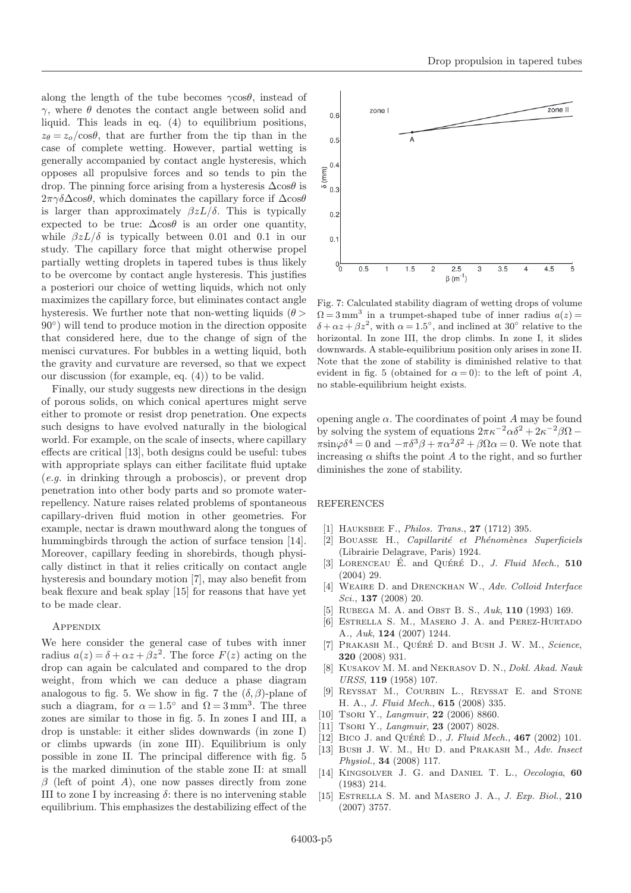along the length of the tube becomes $\gamma\cos\theta$, instead of $\gamma$, where $\theta$ denotes the contact angle between solid and liquid. This leads in eq. (4) to equilibrium positions, $z_\theta = z_o/\cos\theta$, that are further from the tip than in the case of complete wetting. However, partial wetting is generally accompanied by contact angle hysteresis, which opposes all propulsive forces and so tends to pin the drop. The pinning force arising from a hysteresis $\Delta\cos\theta$ is $2\pi\gamma\delta\Delta\cos\theta$, which dominates the capillary force if $\Delta\cos\theta$ is larger than approximately $\beta zL/\delta$. This is typically expected to be true: $\Delta\cos\theta$ is an order one quantity, while $\beta zL/\delta$ is typically between 0.01 and 0.1 in our study. The capillary force that might otherwise propel partially wetting droplets in tapered tubes is thus likely to be overcome by contact angle hysteresis. This justifies a posteriori our choice of wetting liquids, which not only maximizes the capillary force, but eliminates contact angle hysteresis. We further note that non-wetting liquids ($\theta > 90°$) will tend to produce motion in the direction opposite that considered here, due to the change of sign of the menisci curvatures. For bubbles in a wetting liquid, both the gravity and curvature are reversed, so that we expect our discussion (for example, eq. (4)) to be valid.

Finally, our study suggests new directions in the design of porous solids, on which conical apertures might serve either to promote or resist drop penetration. One expects such designs to have evolved naturally in the biological world. For example, on the scale of insects, where capillary effects are critical [13], both designs could be useful: tubes with appropriate splays can either facilitate fluid uptake (*e.g.* in drinking through a proboscis), or prevent drop penetration into other body parts and so promote water-repellency. Nature raises related problems of spontaneous capillary-driven fluid motion in other geometries. For example, nectar is drawn mouthward along the tongues of hummingbirds through the action of surface tension [14]. Moreover, capillary feeding in shorebirds, though physically distinct in that it relies critically on contact angle hysteresis and boundary motion [7], may also benefit from beak flexure and beak splay [15] for reasons that have yet to be made clear.

## Appendix

We here consider the general case of tubes with inner radius $a(z) = \delta + \alpha z + \beta z^2$. The force $F(z)$ acting on the drop can again be calculated and compared to the drop weight, from which we can deduce a phase diagram analogous to fig. 5. We show in fig. 7 the $(\delta, \beta)$-plane of such a diagram, for $\alpha = 1.5°$ and $\Omega = 3\,\text{mm}^3$. The three zones are similar to those in fig. 5. In zones I and III, a drop is unstable: it either slides downwards (in zone I) or climbs upwards (in zone III). Equilibrium is only possible in zone II. The principal difference with fig. 5 is the marked diminution of the stable zone II: at small $\beta$ (left of point $A$), one now passes directly from zone III to zone I by increasing $\delta$: there is no intervening stable equilibrium. This emphasizes the destabilizing effect of the opening angle $\alpha$. The coordinates of point $A$ may be found by solving the system of equations $2\pi\kappa^{-2}\alpha\delta^2 + 2\kappa^{-2}\beta\Omega - \pi\sin\varphi\delta^4 = 0$ and $-\pi\delta^3\beta + \pi\alpha^2\delta^2 + \beta\Omega\alpha = 0$. We note that increasing $\alpha$ shifts the point $A$ to the right, and so further diminishes the zone of stability.

zone I
zone II
A
δ (mm)
β (m⁻¹)
0 0.1 0.2 0.3 0.4 0.5 0.6
0 0.5 1 1.5 2 2.5 3 3.5 4 4.5 5

Fig. 7: Calculated stability diagram of wetting drops of volume $\Omega = 3\,\text{mm}^3$ in a trumpet-shaped tube of inner radius $a(z) = \delta + \alpha z + \beta z^2$, with $\alpha = 1.5°$, and inclined at 30° relative to the horizontal. In zone III, the drop climbs. In zone I, it slides downwards. A stable-equilibrium position only arises in zone II. Note that the zone of stability is diminished relative to that evident in fig. 5 (obtained for $\alpha = 0$): to the left of point $A$, no stable-equilibrium height exists.

## REFERENCES

[1] Hauksbee F., *Philos. Trans.*, **27** (1712) 395.
[2] Bouasse H., *Capillarité et Phénomènes Superficiels* (Librairie Delagrave, Paris) 1924.
[3] Lorenceau É. and Quéré D., *J. Fluid Mech.*, **510** (2004) 29.
[4] Weaire D. and Drenckhan W., *Adv. Colloid Interface Sci.*, **137** (2008) 20.
[5] Rubega M. A. and Obst B. S., *Auk*, **110** (1993) 169.
[6] Estrella S. M., Masero J. A. and Perez-Hurtado A., *Auk*, **124** (2007) 1244.
[7] Prakash M., Quéré D. and Bush J. W. M., *Science*, **320** (2008) 931.
[8] Kusakov M. M. and Nekrasov D. N., *Dokl. Akad. Nauk URSS*, **119** (1958) 107.
[9] Reyssat M., Courbin L., Reyssat E. and Stone H. A., *J. Fluid Mech.*, **615** (2008) 335.
[10] Tsori Y., *Langmuir*, **22** (2006) 8860.
[11] Tsori Y., *Langmuir*, **23** (2007) 8028.
[12] Bico J. and Quéré D., *J. Fluid Mech.*, **467** (2002) 101.
[13] Bush J. W. M., Hu D. and Prakash M., *Adv. Insect Physiol.*, **34** (2008) 117.
[14] Kingsolver J. G. and Daniel T. L., *Oecologia*, **60** (1983) 214.
[15] Estrella S. M. and Masero J. A., *J. Exp. Biol.*, **210** (2007) 3757.